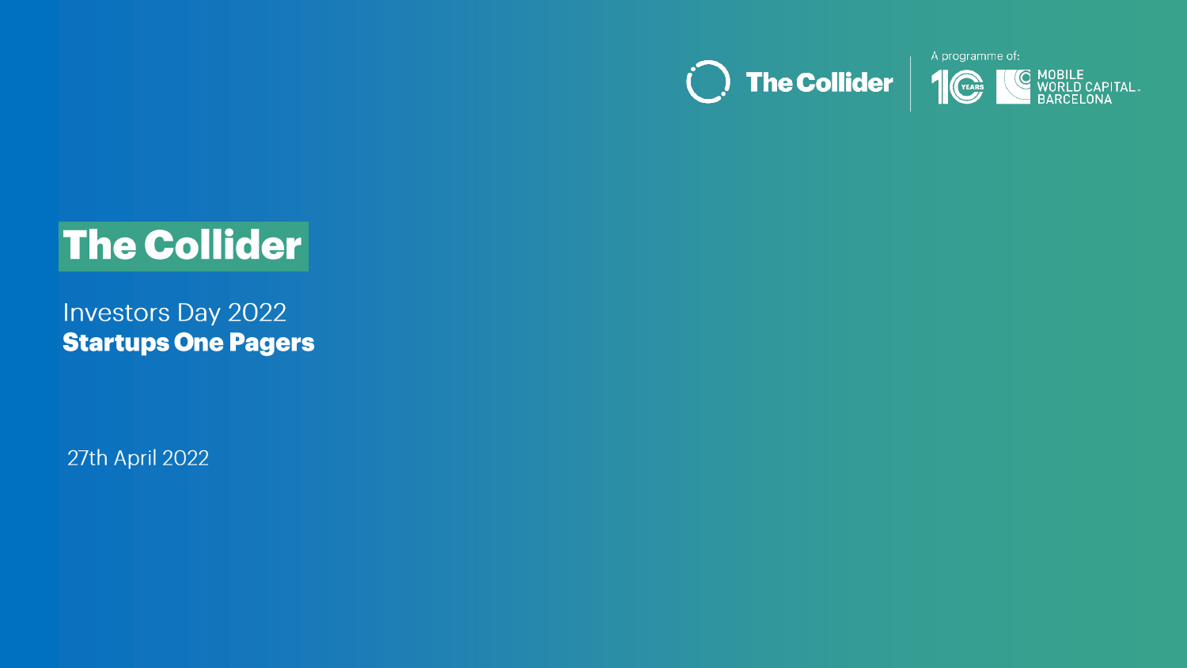The Collider | A programme of: 10 YEARS MOBILE WORLD CAPITAL BARCELONA

# The Collider

Investors Day 2022
**Startups One Pagers**

27th April 2022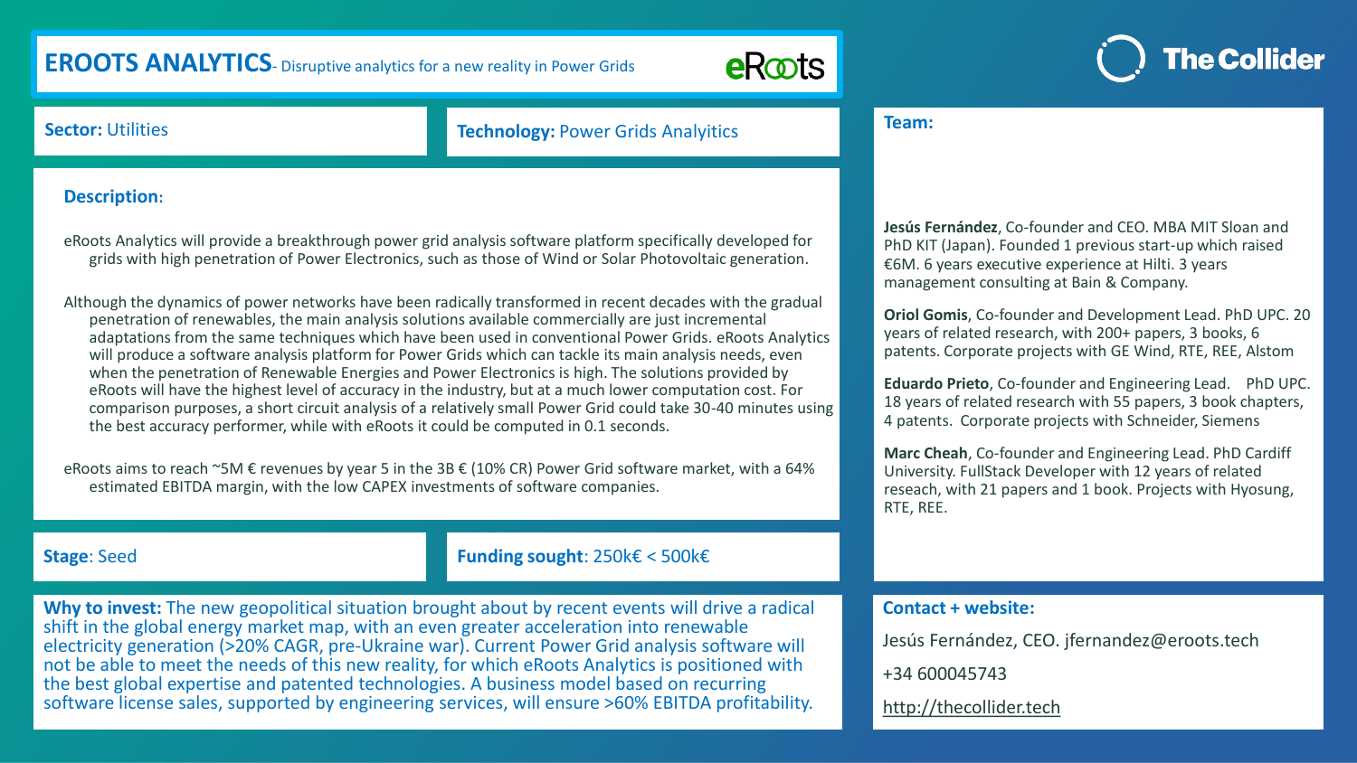# EROOTS ANALYTICS - Disruptive analytics for a new reality in Power Grids

eRoots

The Collider

**Sector:** Utilities

**Technology:** Power Grids Analyitics

**Description:**

eRoots Analytics will provide a breakthrough power grid analysis software platform specifically developed for grids with high penetration of Power Electronics, such as those of Wind or Solar Photovoltaic generation.

Although the dynamics of power networks have been radically transformed in recent decades with the gradual penetration of renewables, the main analysis solutions available commercially are just incremental adaptations from the same techniques which have been used in conventional Power Grids. eRoots Analytics will produce a software analysis platform for Power Grids which can tackle its main analysis needs, even when the penetration of Renewable Energies and Power Electronics is high. The solutions provided by eRoots will have the highest level of accuracy in the industry, but at a much lower computation cost. For comparison purposes, a short circuit analysis of a relatively small Power Grid could take 30-40 minutes using the best accuracy performer, while with eRoots it could be computed in 0.1 seconds.

eRoots aims to reach ~5M € revenues by year 5 in the 3B € (10% CR) Power Grid software market, with a 64% estimated EBITDA margin, with the low CAPEX investments of software companies.

**Stage**: Seed

**Funding sought**: 250k€ < 500k€

**Why to invest:** The new geopolitical situation brought about by recent events will drive a radical shift in the global energy market map, with an even greater acceleration into renewable electricity generation (>20% CAGR, pre-Ukraine war). Current Power Grid analysis software will not be able to meet the needs of this new reality, for which eRoots Analytics is positioned with the best global expertise and patented technologies. A business model based on recurring software license sales, supported by engineering services, will ensure >60% EBITDA profitability.

**Team:**

**Jesús Fernández**, Co-founder and CEO. MBA MIT Sloan and PhD KIT (Japan). Founded 1 previous start-up which raised €6M. 6 years executive experience at Hilti. 3 years management consulting at Bain & Company.

**Oriol Gomis**, Co-founder and Development Lead. PhD UPC. 20 years of related research, with 200+ papers, 3 books, 6 patents. Corporate projects with GE Wind, RTE, REE, Alstom

**Eduardo Prieto**, Co-founder and Engineering Lead. PhD UPC. 18 years of related research with 55 papers, 3 book chapters, 4 patents. Corporate projects with Schneider, Siemens

**Marc Cheah**, Co-founder and Engineering Lead. PhD Cardiff University. FullStack Developer with 12 years of related reseach, with 21 papers and 1 book. Projects with Hyosung, RTE, REE.

**Contact + website:**

Jesús Fernández, CEO. jfernandez@eroots.tech

+34 600045743

http://thecollider.tech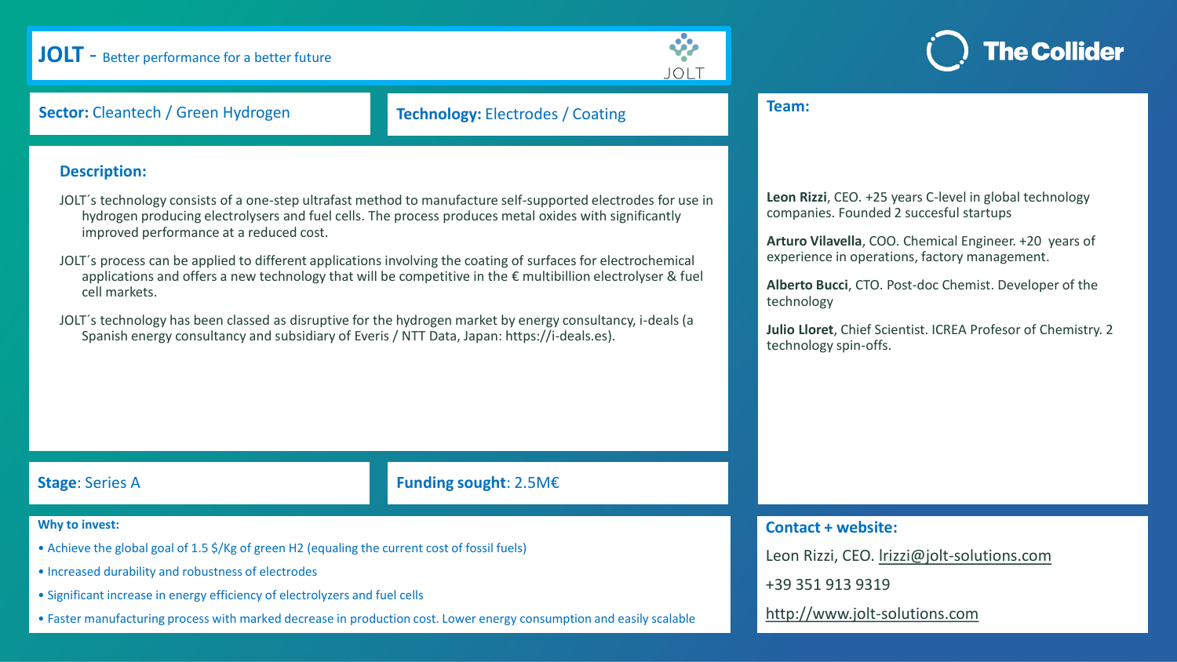# JOLT - Better performance for a better future

JOLT

The Collider

**Sector:** Cleantech / Green Hydrogen

**Technology:** Electrodes / Coating

## Description:

JOLT´s technology consists of a one-step ultrafast method to manufacture self-supported electrodes for use in hydrogen producing electrolysers and fuel cells. The process produces metal oxides with significantly improved performance at a reduced cost.

JOLT´s process can be applied to different applications involving the coating of surfaces for electrochemical applications and offers a new technology that will be competitive in the € multibillion electrolyser & fuel cell markets.

JOLT´s technology has been classed as disruptive for the hydrogen market by energy consultancy, i-deals (a Spanish energy consultancy and subsidiary of Everis / NTT Data, Japan: https://i-deals.es).

**Stage**: Series A

**Funding sought**: 2.5M€

**Why to invest:**

- Achieve the global goal of 1.5 $/Kg of green H2 (equaling the current cost of fossil fuels)
- Increased durability and robustness of electrodes
- Significant increase in energy efficiency of electrolyzers and fuel cells
- Faster manufacturing process with marked decrease in production cost. Lower energy consumption and easily scalable

## Team:

**Leon Rizzi**, CEO. +25 years C-level in global technology companies. Founded 2 succesful startups

**Arturo Vilavella**, COO. Chemical Engineer. +20 years of experience in operations, factory management.

**Alberto Bucci**, CTO. Post-doc Chemist. Developer of the technology

**Julio Lloret**, Chief Scientist. ICREA Profesor of Chemistry. 2 technology spin-offs.

## Contact + website:

Leon Rizzi, CEO. lrizzi@jolt-solutions.com

+39 351 913 9319

http://www.jolt-solutions.com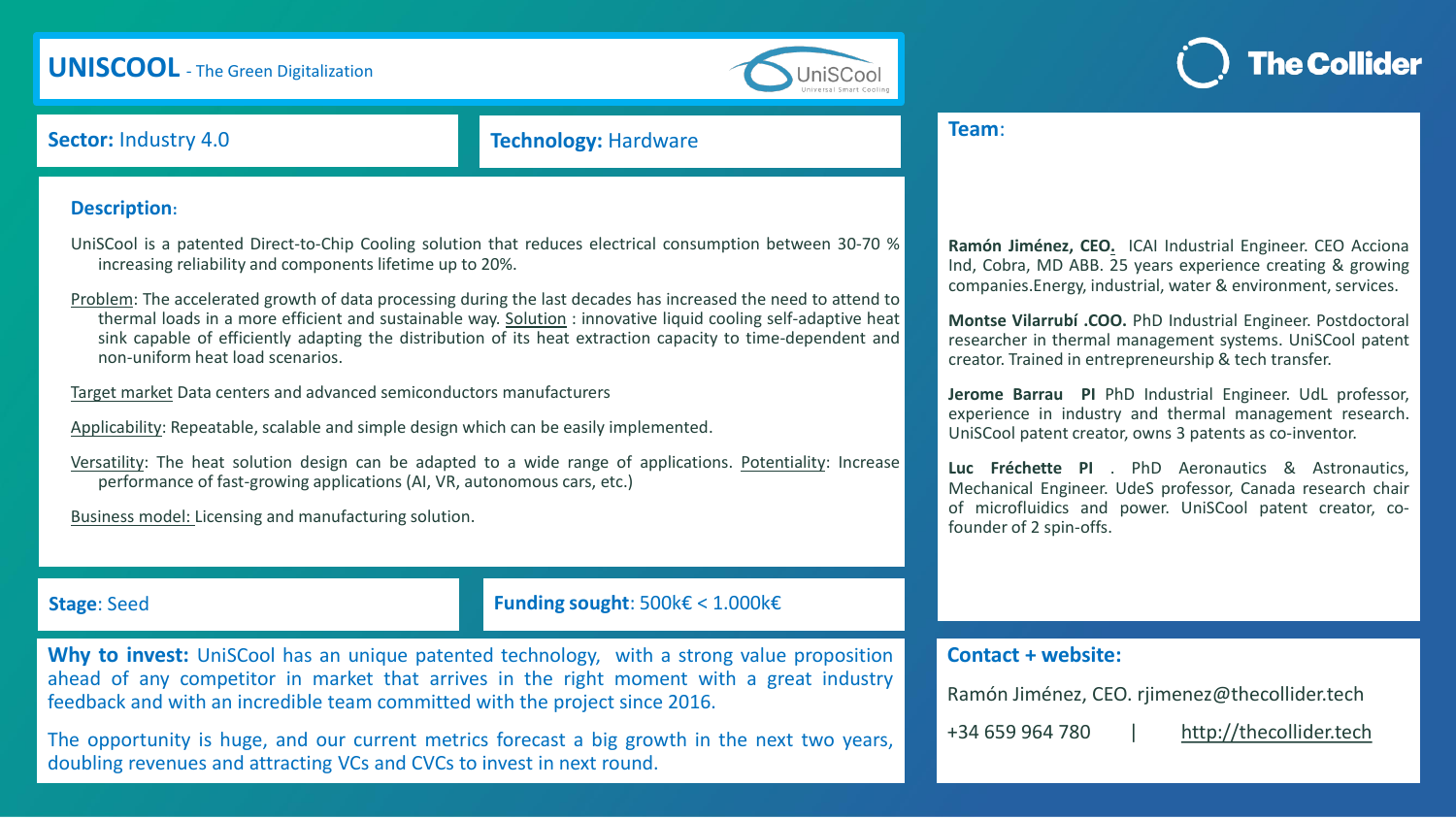# UNISCOOL - The Green Digitalization

**Sector:** Industry 4.0

**Technology:** Hardware

**Description:**

UniSCool is a patented Direct-to-Chip Cooling solution that reduces electrical consumption between 30-70 % increasing reliability and components lifetime up to 20%.

Problem: The accelerated growth of data processing during the last decades has increased the need to attend to thermal loads in a more efficient and sustainable way. Solution : innovative liquid cooling self-adaptive heat sink capable of efficiently adapting the distribution of its heat extraction capacity to time-dependent and non-uniform heat load scenarios.

Target market Data centers and advanced semiconductors manufacturers

Applicability: Repeatable, scalable and simple design which can be easily implemented.

Versatility: The heat solution design can be adapted to a wide range of applications. Potentiality: Increase performance of fast-growing applications (AI, VR, autonomous cars, etc.)

Business model: Licensing and manufacturing solution.

**Stage**: Seed

**Funding sought**: 500k€ < 1.000k€

**Why to invest:** UniSCool has an unique patented technology, with a strong value proposition ahead of any competitor in market that arrives in the right moment with a great industry feedback and with an incredible team committed with the project since 2016.

The opportunity is huge, and our current metrics forecast a big growth in the next two years, doubling revenues and attracting VCs and CVCs to invest in next round.

**Team**:

**Ramón Jiménez, CEO.** ICAI Industrial Engineer. CEO Acciona Ind, Cobra, MD ABB. 25 years experience creating & growing companies.Energy, industrial, water & environment, services.

**Montse Vilarrubí .COO.** PhD Industrial Engineer. Postdoctoral researcher in thermal management systems. UniSCool patent creator. Trained in entrepreneurship & tech transfer.

**Jerome Barrau PI** PhD Industrial Engineer. UdL professor, experience in industry and thermal management research. UniSCool patent creator, owns 3 patents as co-inventor.

**Luc Fréchette PI** . PhD Aeronautics & Astronautics, Mechanical Engineer. UdeS professor, Canada research chair of microfluidics and power. UniSCool patent creator, co-founder of 2 spin-offs.

**Contact + website:**

Ramón Jiménez, CEO. rjimenez@thecollider.tech

+34 659 964 780 | http://thecollider.tech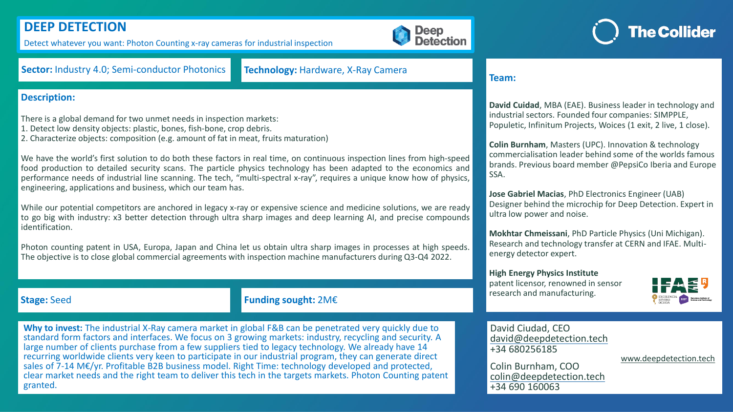# DEEP DETECTION

Detect whatever you want: Photon Counting x-ray cameras for industrial inspection

Deep Detection

The Collider

**Sector:** Industry 4.0; Semi-conductor Photonics

**Technology:** Hardware, X-Ray Camera

## Description:

There is a global demand for two unmet needs in inspection markets:

1. Detect low density objects: plastic, bones, fish-bone, crop debris.
2. Characterize objects: composition (e.g. amount of fat in meat, fruits maturation)

We have the world's first solution to do both these factors in real time, on continuous inspection lines from high-speed food production to detailed security scans. The particle physics technology has been adapted to the economics and performance needs of industrial line scanning. The tech, "multi-spectral x-ray", requires a unique know how of physics, engineering, applications and business, which our team has.

While our potential competitors are anchored in legacy x-ray or expensive science and medicine solutions, we are ready to go big with industry: x3 better detection through ultra sharp images and deep learning AI, and precise compounds identification.

Photon counting patent in USA, Europa, Japan and China let us obtain ultra sharp images in processes at high speeds. The objective is to close global commercial agreements with inspection machine manufacturers during Q3-Q4 2022.

**Stage:** Seed

**Funding sought:** 2M€

**Why to invest:** The industrial X-Ray camera market in global F&B can be penetrated very quickly due to standard form factors and interfaces. We focus on 3 growing markets: industry, recycling and security. A large number of clients purchase from a few suppliers tied to legacy technology. We already have 14 recurring worldwide clients very keen to participate in our industrial program, they can generate direct sales of 7-14 M€/yr. Profitable B2B business model. Right Time: technology developed and protected, clear market needs and the right team to deliver this tech in the targets markets. Photon Counting patent granted.

## Team:

**David Cuidad**, MBA (EAE). Business leader in technology and industrial sectors. Founded four companies: SIMPPLE, Populetic, Infinitum Projects, Woices (1 exit, 2 live, 1 close).

**Colin Burnham**, Masters (UPC). Innovation & technology commercialisation leader behind some of the worlds famous brands. Previous board member @PepsiCo Iberia and Europe SSA.

**Jose Gabriel Macias**, PhD Electronics Engineer (UAB) Designer behind the microchip for Deep Detection. Expert in ultra low power and noise.

**Mokhtar Chmeissani**, PhD Particle Physics (Uni Michigan). Research and technology transfer at CERN and IFAE. Multi-energy detector expert.

**High Energy Physics Institute**
patent licensor, renowned in sensor research and manufacturing.

IFAE — Excelencia Severo Ochoa — BIST Barcelona Institute of Science and Technology

David Ciudad, CEO
david@deepdetection.tech
+34 680256185

Colin Burnham, COO
colin@deepdetection.tech
+34 690 160063

www.deepdetection.tech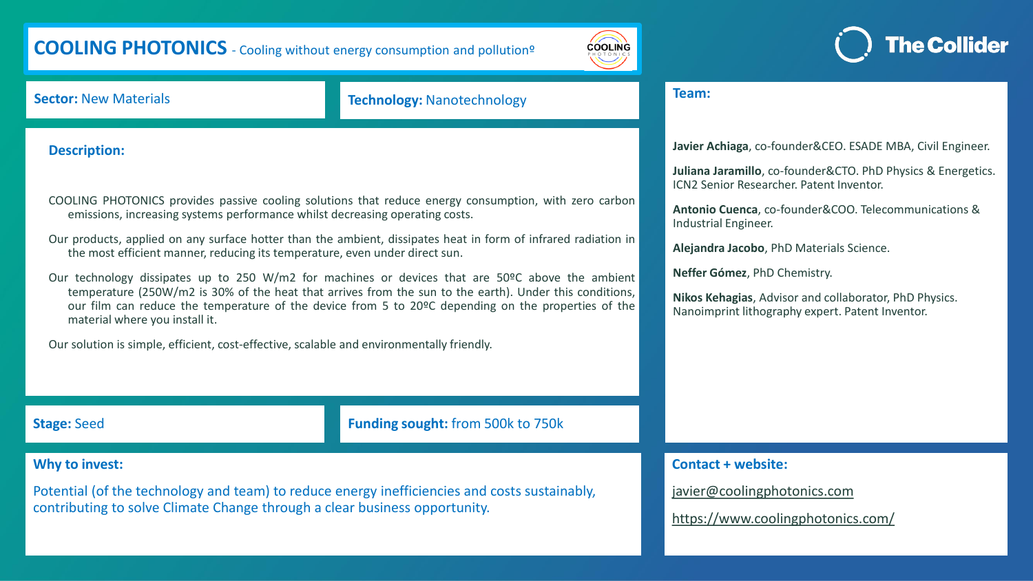# COOLING PHOTONICS - Cooling without energy consumption and pollutionº

The Collider

**Sector:** New Materials

**Technology:** Nanotechnology

## Description:

COOLING PHOTONICS provides passive cooling solutions that reduce energy consumption, with zero carbon emissions, increasing systems performance whilst decreasing operating costs.

Our products, applied on any surface hotter than the ambient, dissipates heat in form of infrared radiation in the most efficient manner, reducing its temperature, even under direct sun.

Our technology dissipates up to 250 W/m2 for machines or devices that are 50ºC above the ambient temperature (250W/m2 is 30% of the heat that arrives from the sun to the earth). Under this conditions, our film can reduce the temperature of the device from 5 to 20ºC depending on the properties of the material where you install it.

Our solution is simple, efficient, cost-effective, scalable and environmentally friendly.

**Stage:** Seed

**Funding sought:** from 500k to 750k

## Why to invest:

Potential (of the technology and team) to reduce energy inefficiencies and costs sustainably, contributing to solve Climate Change through a clear business opportunity.

## Team:

**Javier Achiaga**, co-founder&CEO. ESADE MBA, Civil Engineer.

**Juliana Jaramillo**, co-founder&CTO. PhD Physics & Energetics. ICN2 Senior Researcher. Patent Inventor.

**Antonio Cuenca**, co-founder&COO. Telecommunications & Industrial Engineer.

**Alejandra Jacobo**, PhD Materials Science.

**Neffer Gómez**, PhD Chemistry.

**Nikos Kehagias**, Advisor and collaborator, PhD Physics. Nanoimprint lithography expert. Patent Inventor.

## Contact + website:

javier@coolingphotonics.com

https://www.coolingphotonics.com/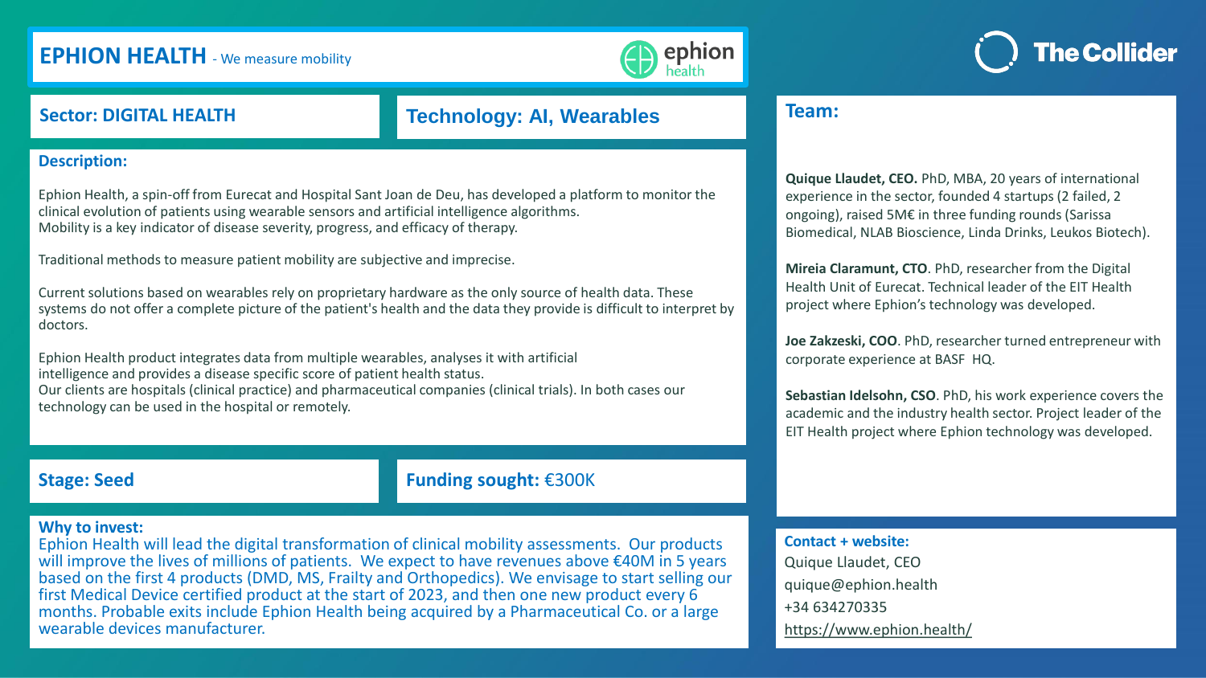# EPHION HEALTH - We measure mobility

ephion health

The Collider

**Sector: DIGITAL HEALTH**

**Technology: AI, Wearables**

## Description:

Ephion Health, a spin-off from Eurecat and Hospital Sant Joan de Deu, has developed a platform to monitor the clinical evolution of patients using wearable sensors and artificial intelligence algorithms.
Mobility is a key indicator of disease severity, progress, and efficacy of therapy.

Traditional methods to measure patient mobility are subjective and imprecise.

Current solutions based on wearables rely on proprietary hardware as the only source of health data. These systems do not offer a complete picture of the patient's health and the data they provide is difficult to interpret by doctors.

Ephion Health product integrates data from multiple wearables, analyses it with artificial intelligence and provides a disease specific score of patient health status.
Our clients are hospitals (clinical practice) and pharmaceutical companies (clinical trials). In both cases our technology can be used in the hospital or remotely.

**Stage: Seed**

**Funding sought:** €300K

## Why to invest:

Ephion Health will lead the digital transformation of clinical mobility assessments. Our products will improve the lives of millions of patients. We expect to have revenues above €40M in 5 years based on the first 4 products (DMD, MS, Frailty and Orthopedics). We envisage to start selling our first Medical Device certified product at the start of 2023, and then one new product every 6 months. Probable exits include Ephion Health being acquired by a Pharmaceutical Co. or a large wearable devices manufacturer.

## Team:

**Quique Llaudet, CEO.** PhD, MBA, 20 years of international experience in the sector, founded 4 startups (2 failed, 2 ongoing), raised 5M€ in three funding rounds (Sarissa Biomedical, NLAB Bioscience, Linda Drinks, Leukos Biotech).

**Mireia Claramunt, CTO**. PhD, researcher from the Digital Health Unit of Eurecat. Technical leader of the EIT Health project where Ephion's technology was developed.

**Joe Zakzeski, COO**. PhD, researcher turned entrepreneur with corporate experience at BASF HQ.

**Sebastian Idelsohn, CSO**. PhD, his work experience covers the academic and the industry health sector. Project leader of the EIT Health project where Ephion technology was developed.

## Contact + website:

Quique Llaudet, CEO
quique@ephion.health
+34 634270335
https://www.ephion.health/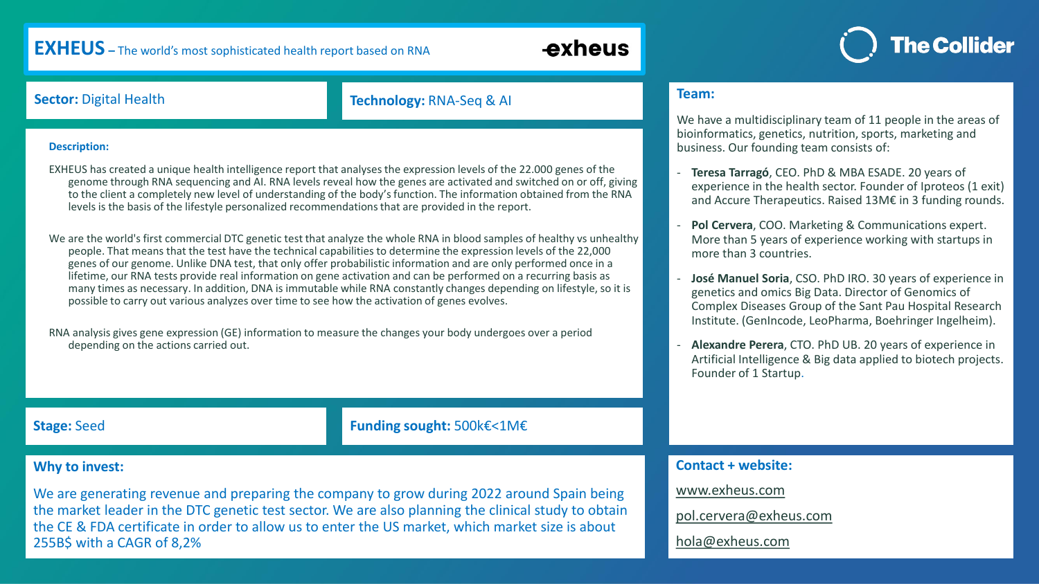# EXHEUS – The world's most sophisticated health report based on RNA

exheus

The Collider

**Sector:** Digital Health

**Technology:** RNA-Seq & AI

**Description:**

EXHEUS has created a unique health intelligence report that analyses the expression levels of the 22.000 genes of the genome through RNA sequencing and AI. RNA levels reveal how the genes are activated and switched on or off, giving to the client a completely new level of understanding of the body's function. The information obtained from the RNA levels is the basis of the lifestyle personalized recommendations that are provided in the report.

We are the world's first commercial DTC genetic test that analyze the whole RNA in blood samples of healthy vs unhealthy people. That means that the test have the technical capabilities to determine the expression levels of the 22,000 genes of our genome. Unlike DNA test, that only offer probabilistic information and are only performed once in a lifetime, our RNA tests provide real information on gene activation and can be performed on a recurring basis as many times as necessary. In addition, DNA is immutable while RNA constantly changes depending on lifestyle, so it is possible to carry out various analyzes over time to see how the activation of genes evolves.

RNA analysis gives gene expression (GE) information to measure the changes your body undergoes over a period depending on the actions carried out.

**Stage:** Seed

**Funding sought:** 500k€<1M€

**Why to invest:**

We are generating revenue and preparing the company to grow during 2022 around Spain being the market leader in the DTC genetic test sector. We are also planning the clinical study to obtain the CE & FDA certificate in order to allow us to enter the US market, which market size is about 255B$ with a CAGR of 8,2%

**Team:**

We have a multidisciplinary team of 11 people in the areas of bioinformatics, genetics, nutrition, sports, marketing and business. Our founding team consists of:

- **Teresa Tarragó**, CEO. PhD & MBA ESADE. 20 years of experience in the health sector. Founder of Iproteos (1 exit) and Accure Therapeutics. Raised 13M€ in 3 funding rounds.
- **Pol Cervera**, COO. Marketing & Communications expert. More than 5 years of experience working with startups in more than 3 countries.
- **José Manuel Soria**, CSO. PhD IRO. 30 years of experience in genetics and omics Big Data. Director of Genomics of Complex Diseases Group of the Sant Pau Hospital Research Institute. (GenIncode, LeoPharma, Boehringer Ingelheim).
- **Alexandre Perera**, CTO. PhD UB. 20 years of experience in Artificial Intelligence & Big data applied to biotech projects. Founder of 1 Startup.

**Contact + website:**

www.exheus.com

pol.cervera@exheus.com

hola@exheus.com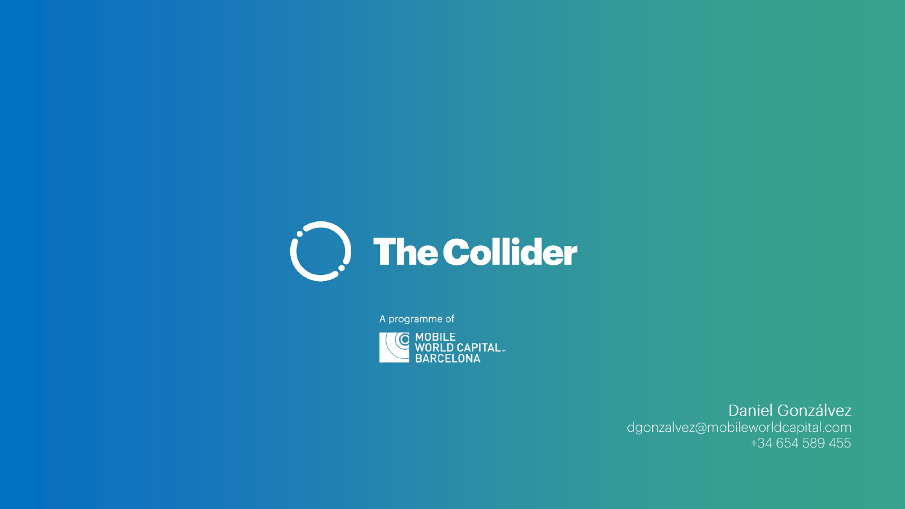# The Collider

A programme of

MOBILE WORLD CAPITAL BARCELONA

Daniel Gonzálvez
dgonzalvez@mobileworldcapital.com
+34 654 589 455